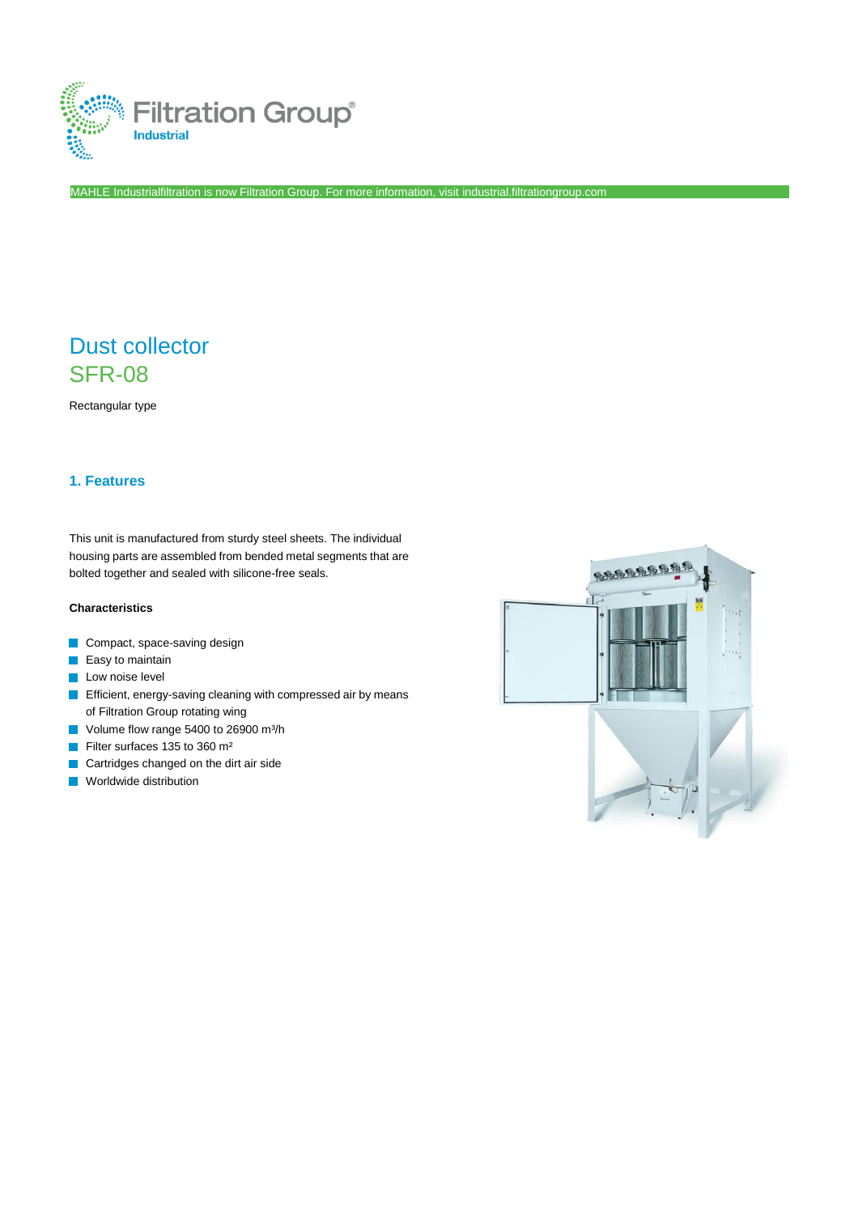Filtration Group®
Industrial

MAHLE Industrialfiltration is now Filtration Group. For more information, visit industrial.filtrationgroup.com

# Dust collector
# SFR-08

Rectangular type

## 1. Features

This unit is manufactured from sturdy steel sheets. The individual housing parts are assembled from bended metal segments that are bolted together and sealed with silicone-free seals.

**Characteristics**

- Compact, space-saving design
- Easy to maintain
- Low noise level
- Efficient, energy-saving cleaning with compressed air by means of Filtration Group rotating wing
- Volume flow range 5400 to 26900 $m^3/h$
- Filter surfaces 135 to 360 $m^2$
- Cartridges changed on the dirt air side
- Worldwide distribution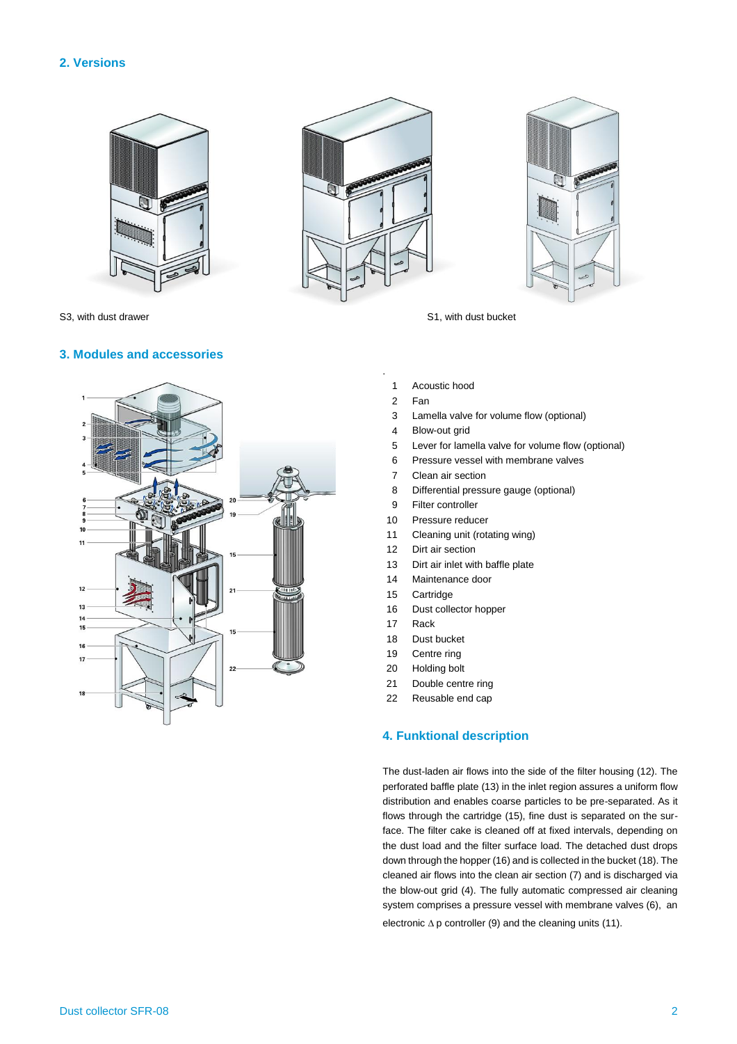## 2. Versions

S3, with dust drawer

S1, with dust bucket

## 3. Modules and accessories

1. Acoustic hood
2. Fan
3. Lamella valve for volume flow (optional)
4. Blow-out grid
5. Lever for lamella valve for volume flow (optional)
6. Pressure vessel with membrane valves
7. Clean air section
8. Differential pressure gauge (optional)
9. Filter controller
10. Pressure reducer
11. Cleaning unit (rotating wing)
12. Dirt air section
13. Dirt air inlet with baffle plate
14. Maintenance door
15. Cartridge
16. Dust collector hopper
17. Rack
18. Dust bucket
19. Centre ring
20. Holding bolt
21. Double centre ring
22. Reusable end cap

## 4. Funktional description

The dust-laden air flows into the side of the filter housing (12). The perforated baffle plate (13) in the inlet region assures a uniform flow distribution and enables coarse particles to be pre-separated. As it flows through the cartridge (15), fine dust is separated on the surface. The filter cake is cleaned off at fixed intervals, depending on the dust load and the filter surface load. The detached dust drops down through the hopper (16) and is collected in the bucket (18). The cleaned air flows into the clean air section (7) and is discharged via the blow-out grid (4). The fully automatic compressed air cleaning system comprises a pressure vessel with membrane valves (6), an electronic $\Delta$ p controller (9) and the cleaning units (11).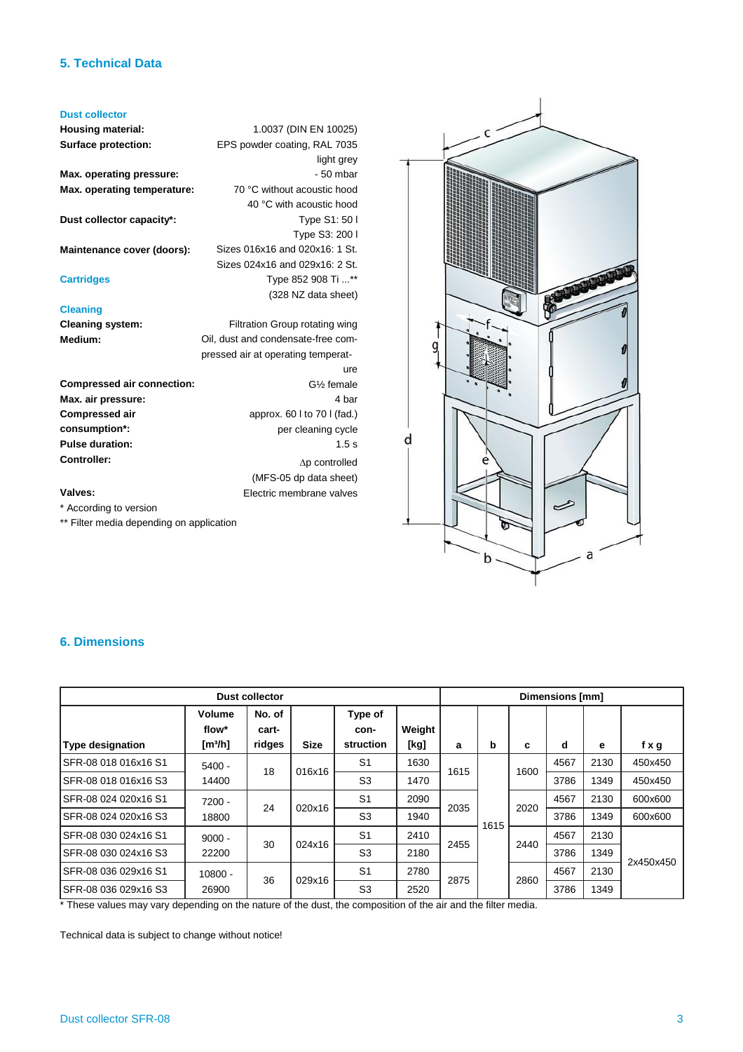## 5. Technical Data

### Dust collector

| | |
|---|---|
| **Housing material:** | 1.0037 (DIN EN 10025) |
| **Surface protection:** | EPS powder coating, RAL 7035 light grey |
| **Max. operating pressure:** | - 50 mbar |
| **Max. operating temperature:** | 70 °C without acoustic hood<br>40 °C with acoustic hood |
| **Dust collector capacity*:** | Type S1: 50 l<br>Type S3: 200 l |
| **Maintenance cover (doors):** | Sizes 016x16 and 020x16: 1 St.<br>Sizes 024x16 and 029x16: 2 St. |

### Cartridges

Type 852 908 Ti ...** (328 NZ data sheet)

### Cleaning

| | |
|---|---|
| **Cleaning system:** | Filtration Group rotating wing |
| **Medium:** | Oil, dust and condensate-free compressed air at operating temperature |
| **Compressed air connection:** | G½ female |
| **Max. air pressure:** | 4 bar |
| **Compressed air consumption*:** | approx. 60 l to 70 l (fad.) per cleaning cycle |
| **Pulse duration:** | 1.5 s |
| **Controller:** | Δp controlled (MFS-05 dp data sheet) |
| **Valves:** | Electric membrane valves |

\* According to version

** Filter media depending on application

## 6. Dimensions

| Dust collector | | | | | | Dimensions [mm] | | | | | |
|---|---|---|---|---|---|---|---|---|---|---|---|
| Type designation | Volume flow* [m³/h] | No. of cart-ridges | Size | Type of con-struction | Weight [kg] | a | b | c | d | e | f x g |
| SFR-08 018 016x16 S1 | 5400 - 14400 | 18 | 016x16 | S1 | 1630 | 1615 | 1615 | 1600 | 4567 | 2130 | 450x450 |
| SFR-08 018 016x16 S3 | | | | S3 | 1470 | | | | 3786 | 1349 | 450x450 |
| SFR-08 024 020x16 S1 | 7200 - 18800 | 24 | 020x16 | S1 | 2090 | 2035 | | 2020 | 4567 | 2130 | 600x600 |
| SFR-08 024 020x16 S3 | | | | S3 | 1940 | | | | 3786 | 1349 | 600x600 |
| SFR-08 030 024x16 S1 | 9000 - 22200 | 30 | 024x16 | S1 | 2410 | 2455 | | 2440 | 4567 | 2130 | 2x450x450 |
| SFR-08 030 024x16 S3 | | | | S3 | 2180 | | | | 3786 | 1349 | |
| SFR-08 036 029x16 S1 | 10800 - 26900 | 36 | 029x16 | S1 | 2780 | 2875 | | 2860 | 4567 | 2130 | |
| SFR-08 036 029x16 S3 | | | | S3 | 2520 | | | | 3786 | 1349 | |

\* These values may vary depending on the nature of the dust, the composition of the air and the filter media.

Technical data is subject to change without notice!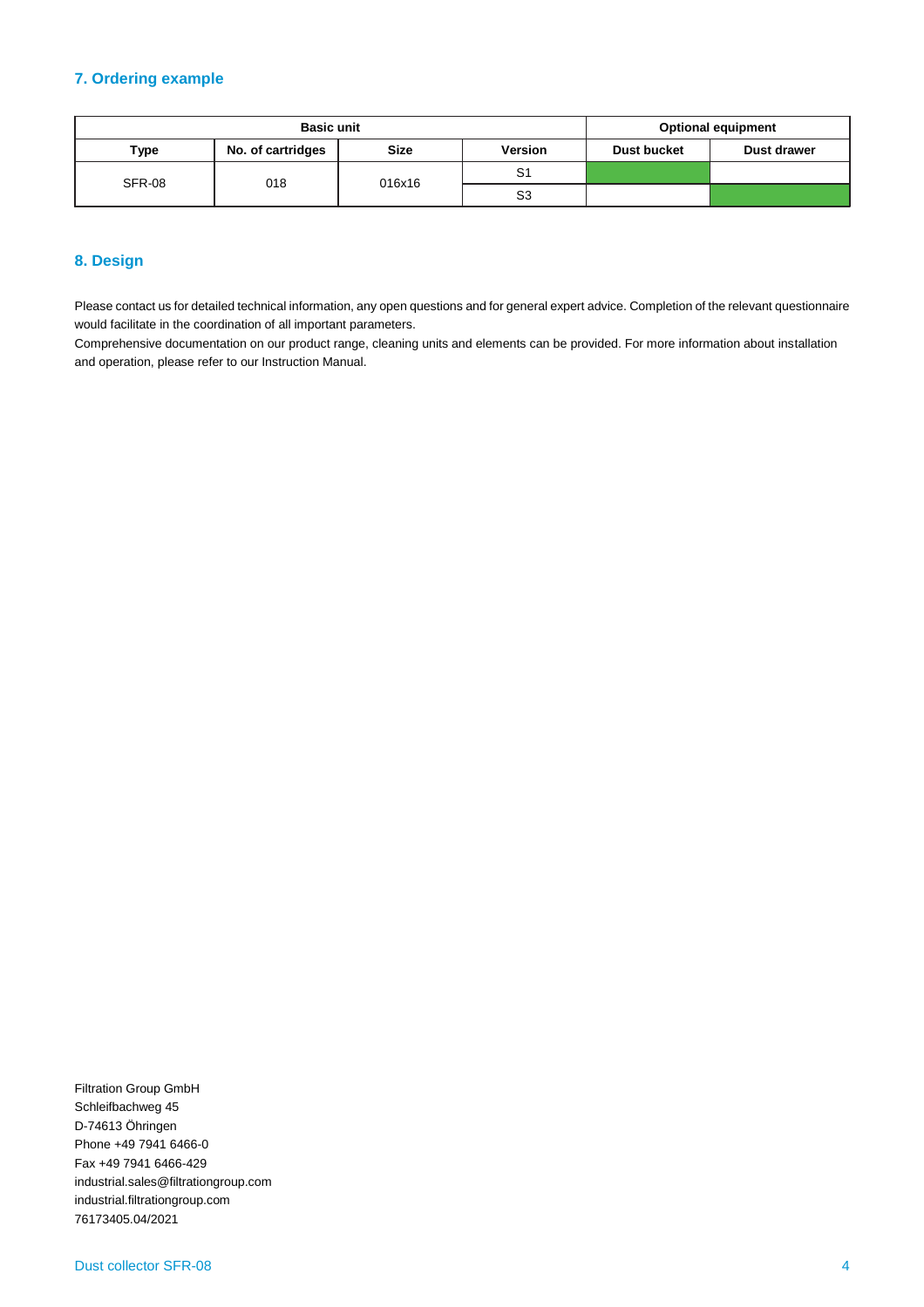## 7. Ordering example

| Basic unit | | | | Optional equipment | |
|---|---|---|---|---|---|
| Type | No. of cartridges | Size | Version | Dust bucket | Dust drawer |
| SFR-08 | 018 | 016x16 | S1 | | |
| | | | S3 | | |

## 8. Design

Please contact us for detailed technical information, any open questions and for general expert advice. Completion of the relevant questionnaire would facilitate in the coordination of all important parameters.

Comprehensive documentation on our product range, cleaning units and elements can be provided. For more information about installation and operation, please refer to our Instruction Manual.

Filtration Group GmbH
Schleifbachweg 45
D-74613 Öhringen
Phone +49 7941 6466-0
Fax +49 7941 6466-429
industrial.sales@filtrationgroup.com
industrial.filtrationgroup.com
76173405.04/2021